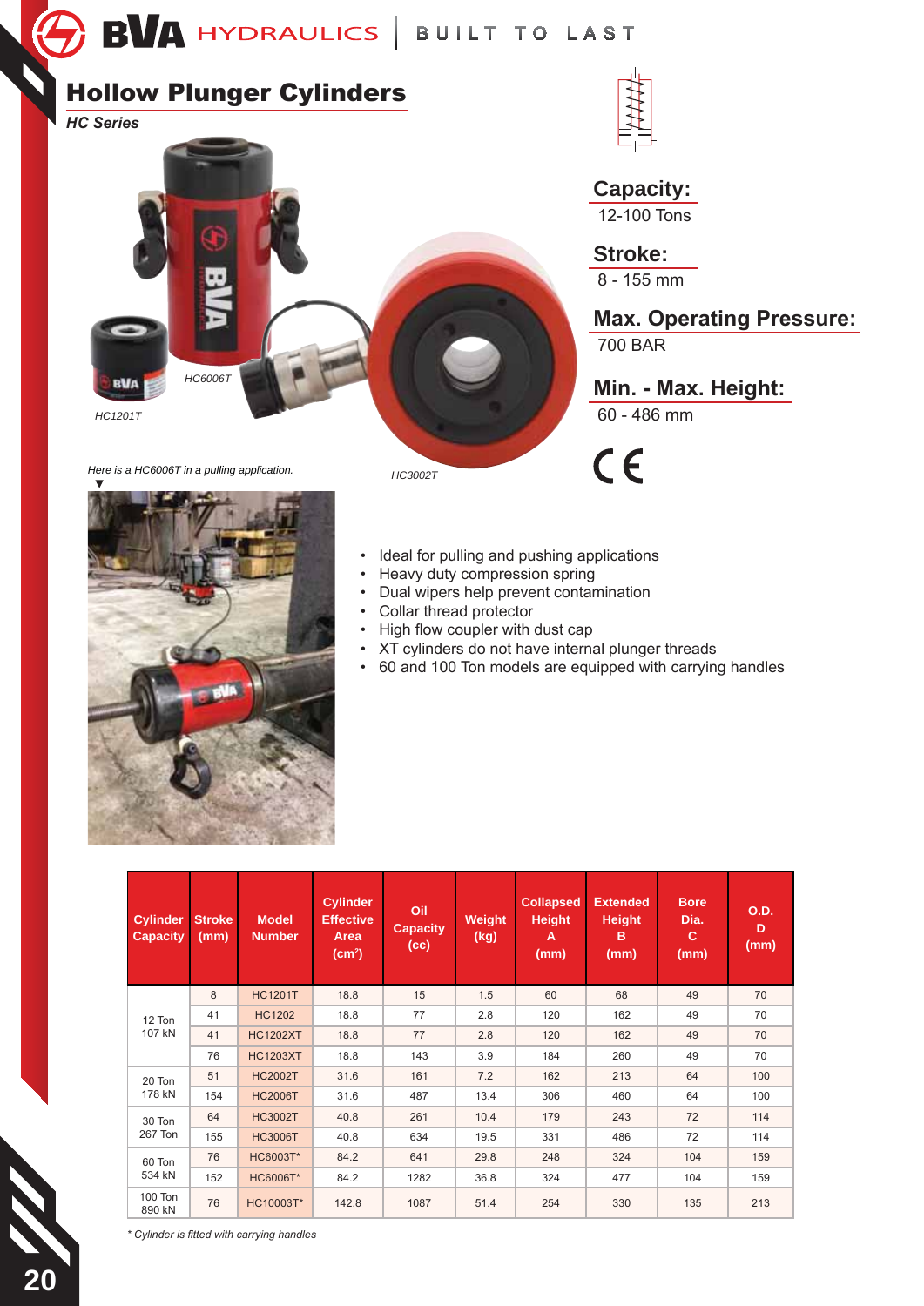# Hollow Plunger Cylinders

*HC Series*

HC6006T

HC1201T

HC3002T

*Here is a HC6006T in a pulling application.*

**Capacity:**
12-100 Tons

**Stroke:**
8 - 155 mm

**Max. Operating Pressure:**
700 BAR

**Min. - Max. Height:**
60 - 486 mm

CE

- Ideal for pulling and pushing applications
- Heavy duty compression spring
- Dual wipers help prevent contamination
- Collar thread protector
- High flow coupler with dust cap
- XT cylinders do not have internal plunger threads
- 60 and 100 Ton models are equipped with carrying handles

| Cylinder Capacity | Stroke (mm) | Model Number | Cylinder Effective Area (cm²) | Oil Capacity (cc) | Weight (kg) | Collapsed Height A (mm) | Extended Height B (mm) | Bore Dia. C (mm) | O.D. D (mm) |
|---|---|---|---|---|---|---|---|---|---|
| 12 Ton 107 kN | 8 | HC1201T | 18.8 | 15 | 1.5 | 60 | 68 | 49 | 70 |
| | 41 | HC1202 | 18.8 | 77 | 2.8 | 120 | 162 | 49 | 70 |
| | 41 | HC1202XT | 18.8 | 77 | 2.8 | 120 | 162 | 49 | 70 |
| | 76 | HC1203XT | 18.8 | 143 | 3.9 | 184 | 260 | 49 | 70 |
| 20 Ton 178 kN | 51 | HC2002T | 31.6 | 161 | 7.2 | 162 | 213 | 64 | 100 |
| | 154 | HC2006T | 31.6 | 487 | 13.4 | 306 | 460 | 64 | 100 |
| 30 Ton 267 Ton | 64 | HC3002T | 40.8 | 261 | 10.4 | 179 | 243 | 72 | 114 |
| | 155 | HC3006T | 40.8 | 634 | 19.5 | 331 | 486 | 72 | 114 |
| 60 Ton 534 kN | 76 | HC6003T* | 84.2 | 641 | 29.8 | 248 | 324 | 104 | 159 |
| | 152 | HC6006T* | 84.2 | 1282 | 36.8 | 324 | 477 | 104 | 159 |
| 100 Ton 890 kN | 76 | HC10003T* | 142.8 | 1087 | 51.4 | 254 | 330 | 135 | 213 |

*\* Cylinder is fitted with carrying handles*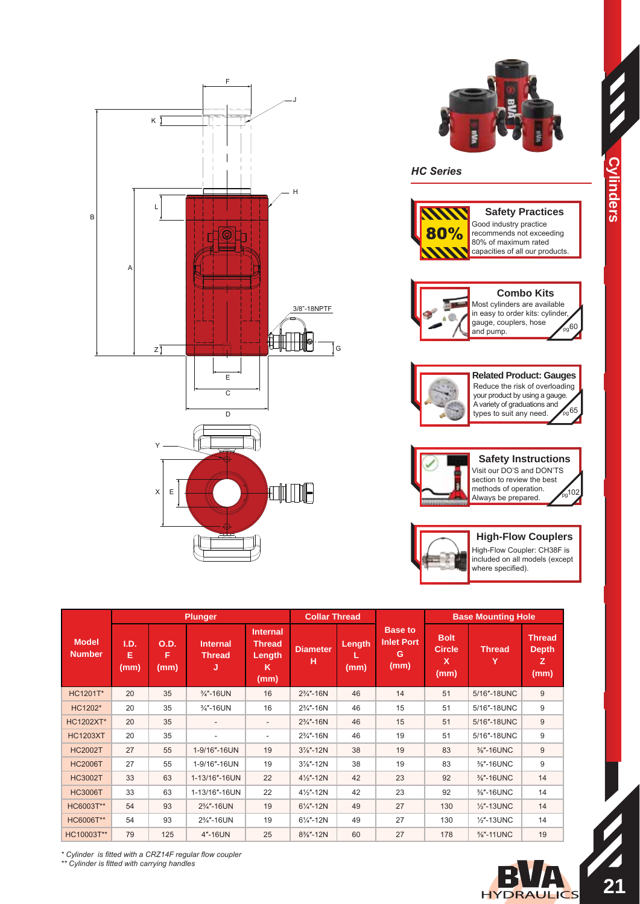F

J

K

H

L

B

A

3/8"-18NPTF

Z

G

E

C

D

Y

X

E

## HC Series

### Safety Practices

80%

Good industry practice recommends not exceeding 80% of maximum rated capacities of all our products.

### Combo Kits

Most cylinders are available in easy to order kits: cylinder, gauge, couplers, hose and pump. pg60

### Related Product: Gauges

Reduce the risk of overloading your product by using a gauge. A variety of graduations and types to suit any need. pg65

### Safety Instructions

Visit our DO'S and DON'TS section to review the best methods of operation. Always be prepared. pg102

### High-Flow Couplers

High-Flow Coupler: CH38F is included on all models (except where specified).

| Model Number | Plunger | | | | Collar Thread | | Base to Inlet Port G (mm) | Base Mounting Hole | | |
|---|---|---|---|---|---|---|---|---|---|---|
| | I.D. E (mm) | O.D. F (mm) | Internal Thread J | Internal Thread Length K (mm) | Diameter H | Length L (mm) | | Bolt Circle X (mm) | Thread Y | Thread Depth Z (mm) |
| HC1201T* | 20 | 35 | ¾"-16UN | 16 | 2¾"-16N | 46 | 14 | 51 | 5/16"-18UNC | 9 |
| HC1202* | 20 | 35 | ¾"-16UN | 16 | 2¾"-16N | 46 | 15 | 51 | 5/16"-18UNC | 9 |
| HC1202XT* | 20 | 35 | - | - | 2¾"-16N | 46 | 15 | 51 | 5/16"-18UNC | 9 |
| HC1203XT | 20 | 35 | - | - | 2¾"-16N | 46 | 19 | 51 | 5/16"-18UNC | 9 |
| HC2002T | 27 | 55 | 1-9/16"-16UN | 19 | 3⅞"-12N | 38 | 19 | 83 | ⅜"-16UNC | 9 |
| HC2006T | 27 | 55 | 1-9/16"-16UN | 19 | 3⅞"-12N | 38 | 19 | 83 | ⅜"-16UNC | 9 |
| HC3002T | 33 | 63 | 1-13/16"-16UN | 22 | 4½"-12N | 42 | 23 | 92 | ⅜"-16UNC | 14 |
| HC3006T | 33 | 63 | 1-13/16"-16UN | 22 | 4½"-12N | 42 | 23 | 92 | ⅜"-16UNC | 14 |
| HC6003T** | 54 | 93 | 2¾"-16UN | 19 | 6¼"-12N | 49 | 27 | 130 | ½"-13UNC | 14 |
| HC6006T** | 54 | 93 | 2¾"-16UN | 19 | 6¼"-12N | 49 | 27 | 130 | ½"-13UNC | 14 |
| HC10003T** | 79 | 125 | 4"-16UN | 25 | 8⅜"-12N | 60 | 27 | 178 | ⅝"-11UNC | 19 |

*\* Cylinder is fitted with a CRZ14F regular flow coupler*

*\*\* Cylinder is fitted with carrying handles*